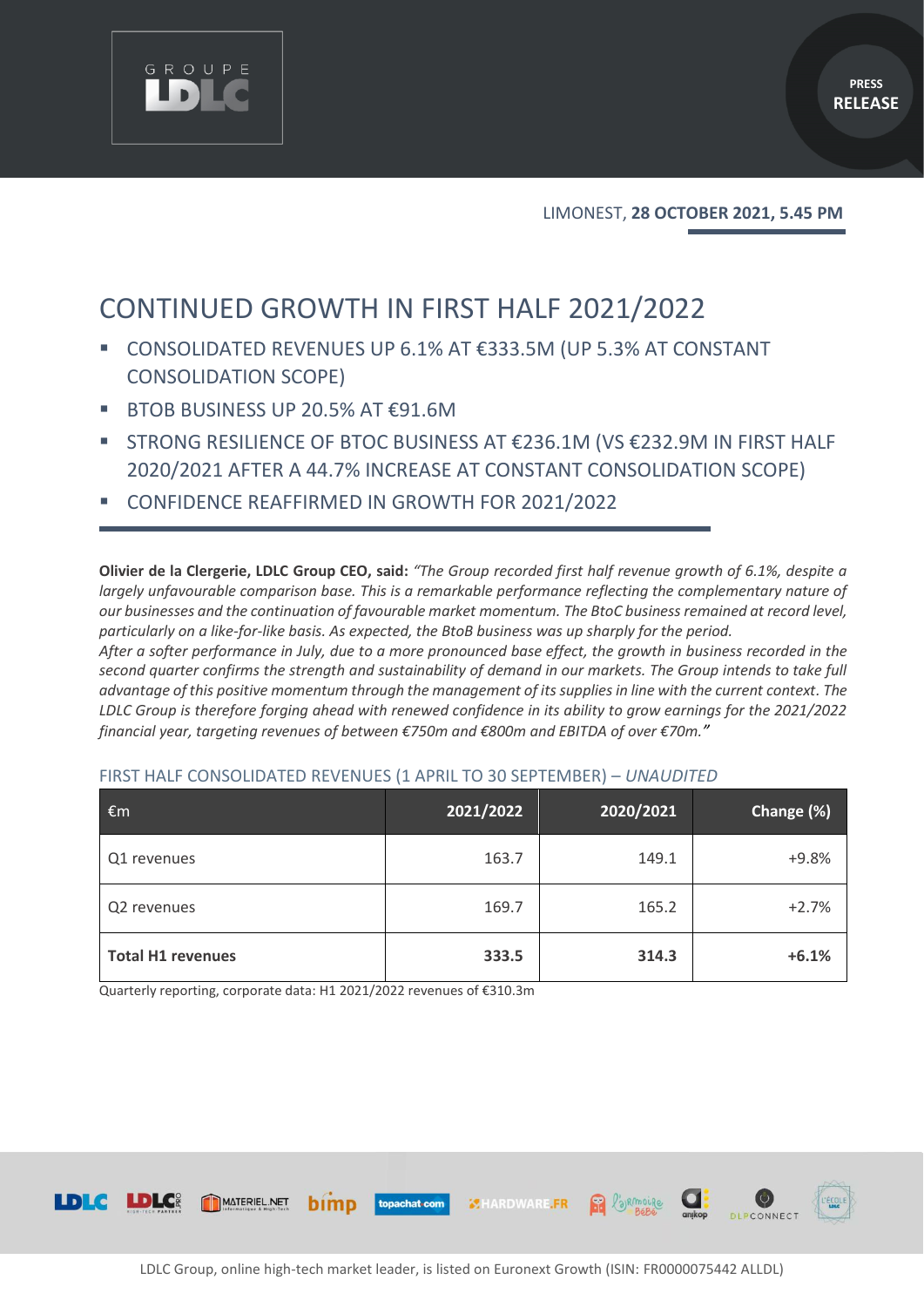LIMONEST, **28 OCTOBER 2021, 5.45 PM**

# CONTINUED GROWTH IN FIRST HALF 2021/2022

- CONSOLIDATED REVENUES UP 6.1% AT €333.5M (UP 5.3% AT CONSTANT CONSOLIDATION SCOPE)
- BTOB BUSINESS UP 20.5% AT €91.6M
- STRONG RESILIENCE OF BTOC BUSINESS AT €236.1M (VS €232.9M IN FIRST HALF 2020/2021 AFTER A 44.7% INCREASE AT CONSTANT CONSOLIDATION SCOPE)
- CONFIDENCE REAFFIRMED IN GROWTH FOR 2021/2022

**Olivier de la Clergerie, LDLC Group CEO, said:** *"The Group recorded first half revenue growth of 6.1%, despite a largely unfavourable comparison base. This is a remarkable performance reflecting the complementary nature of our businesses and the continuation of favourable market momentum. The BtoC business remained at record level, particularly on a like-for-like basis. As expected, the BtoB business was up sharply for the period.*
*After a softer performance in July, due to a more pronounced base effect, the growth in business recorded in the second quarter confirms the strength and sustainability of demand in our markets. The Group intends to take full advantage of this positive momentum through the management of its supplies in line with the current context. The LDLC Group is therefore forging ahead with renewed confidence in its ability to grow earnings for the 2021/2022 financial year, targeting revenues of between €750m and €800m and EBITDA of over €70m."*

## FIRST HALF CONSOLIDATED REVENUES (1 APRIL TO 30 SEPTEMBER) – *UNAUDITED*

| €m | 2021/2022 | 2020/2021 | Change (%) |
|---|---|---|---|
| Q1 revenues | 163.7 | 149.1 | +9.8% |
| Q2 revenues | 169.7 | 165.2 | +2.7% |
| **Total H1 revenues** | **333.5** | **314.3** | **+6.1%** |

Quarterly reporting, corporate data: H1 2021/2022 revenues of €310.3m

LDLC Group, online high-tech market leader, is listed on Euronext Growth (ISIN: FR0000075442 ALLDL)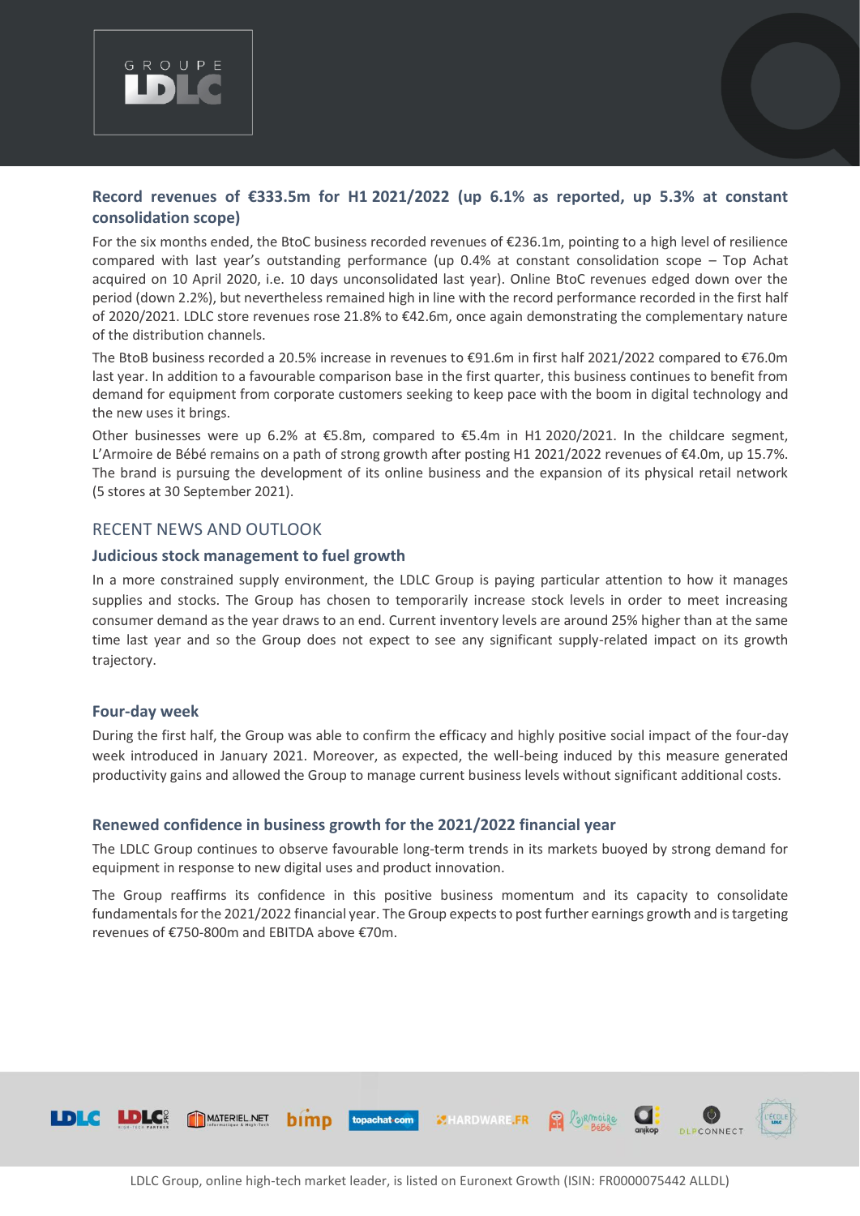### Record revenues of €333.5m for H1 2021/2022 (up 6.1% as reported, up 5.3% at constant consolidation scope)

For the six months ended, the BtoC business recorded revenues of €236.1m, pointing to a high level of resilience compared with last year's outstanding performance (up 0.4% at constant consolidation scope – Top Achat acquired on 10 April 2020, i.e. 10 days unconsolidated last year). Online BtoC revenues edged down over the period (down 2.2%), but nevertheless remained high in line with the record performance recorded in the first half of 2020/2021. LDLC store revenues rose 21.8% to €42.6m, once again demonstrating the complementary nature of the distribution channels.

The BtoB business recorded a 20.5% increase in revenues to €91.6m in first half 2021/2022 compared to €76.0m last year. In addition to a favourable comparison base in the first quarter, this business continues to benefit from demand for equipment from corporate customers seeking to keep pace with the boom in digital technology and the new uses it brings.

Other businesses were up 6.2% at €5.8m, compared to €5.4m in H1 2020/2021. In the childcare segment, L'Armoire de Bébé remains on a path of strong growth after posting H1 2021/2022 revenues of €4.0m, up 15.7%. The brand is pursuing the development of its online business and the expansion of its physical retail network (5 stores at 30 September 2021).

## RECENT NEWS AND OUTLOOK

### Judicious stock management to fuel growth

In a more constrained supply environment, the LDLC Group is paying particular attention to how it manages supplies and stocks. The Group has chosen to temporarily increase stock levels in order to meet increasing consumer demand as the year draws to an end. Current inventory levels are around 25% higher than at the same time last year and so the Group does not expect to see any significant supply-related impact on its growth trajectory.

### Four-day week

During the first half, the Group was able to confirm the efficacy and highly positive social impact of the four-day week introduced in January 2021. Moreover, as expected, the well-being induced by this measure generated productivity gains and allowed the Group to manage current business levels without significant additional costs.

### Renewed confidence in business growth for the 2021/2022 financial year

The LDLC Group continues to observe favourable long-term trends in its markets buoyed by strong demand for equipment in response to new digital uses and product innovation.

The Group reaffirms its confidence in this positive business momentum and its capacity to consolidate fundamentals for the 2021/2022 financial year. The Group expects to post further earnings growth and is targeting revenues of €750-800m and EBITDA above €70m.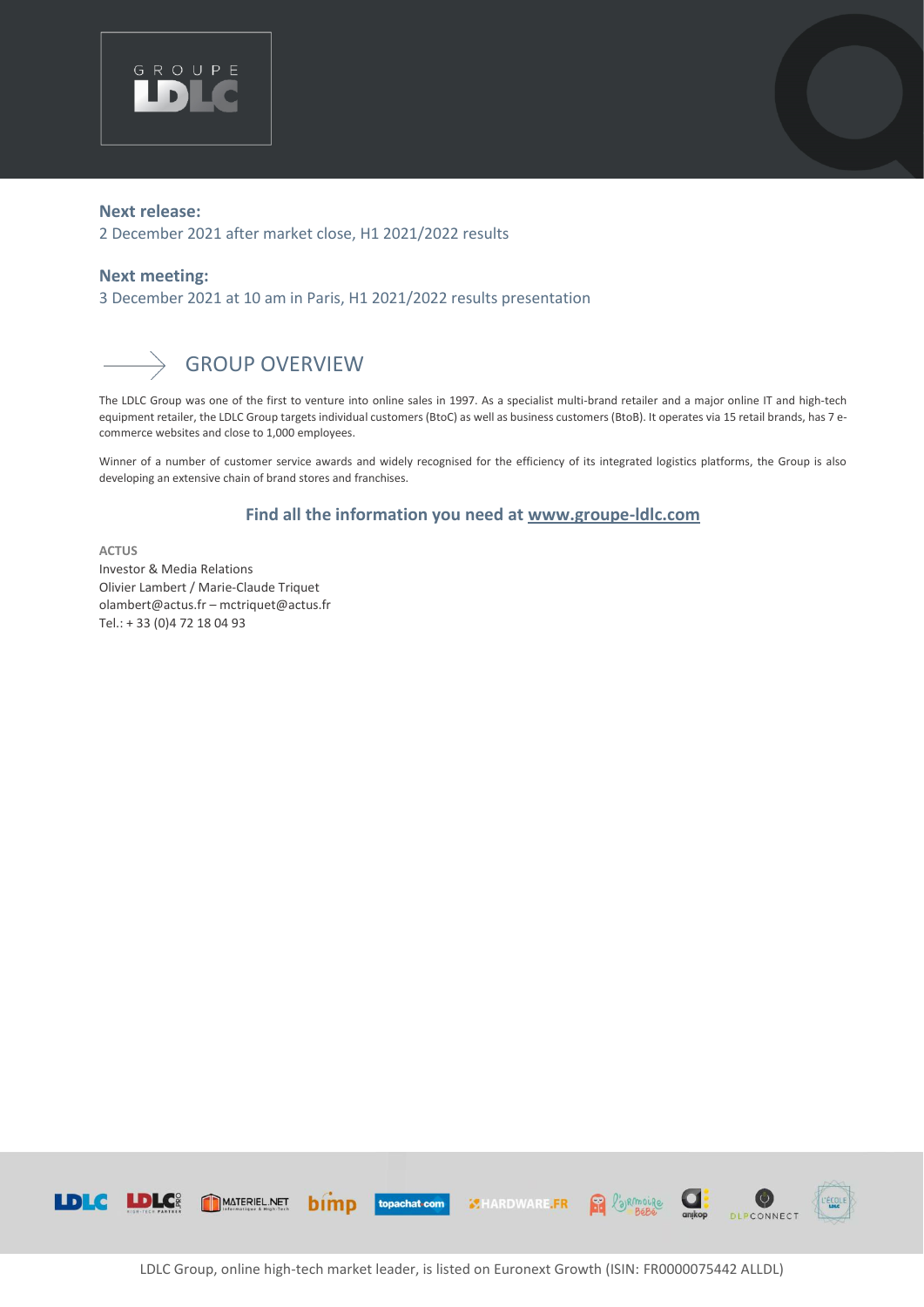**Next release:**
2 December 2021 after market close, H1 2021/2022 results

**Next meeting:**
3 December 2021 at 10 am in Paris, H1 2021/2022 results presentation

## GROUP OVERVIEW

The LDLC Group was one of the first to venture into online sales in 1997. As a specialist multi-brand retailer and a major online IT and high-tech equipment retailer, the LDLC Group targets individual customers (BtoC) as well as business customers (BtoB). It operates via 15 retail brands, has 7 e-commerce websites and close to 1,000 employees.

Winner of a number of customer service awards and widely recognised for the efficiency of its integrated logistics platforms, the Group is also developing an extensive chain of brand stores and franchises.

**Find all the information you need at www.groupe-ldlc.com**

ACTUS
Investor & Media Relations
Olivier Lambert / Marie-Claude Triquet
olambert@actus.fr – mctriquet@actus.fr
Tel.: + 33 (0)4 72 18 04 93

LDLC Group, online high-tech market leader, is listed on Euronext Growth (ISIN: FR0000075442 ALLDL)